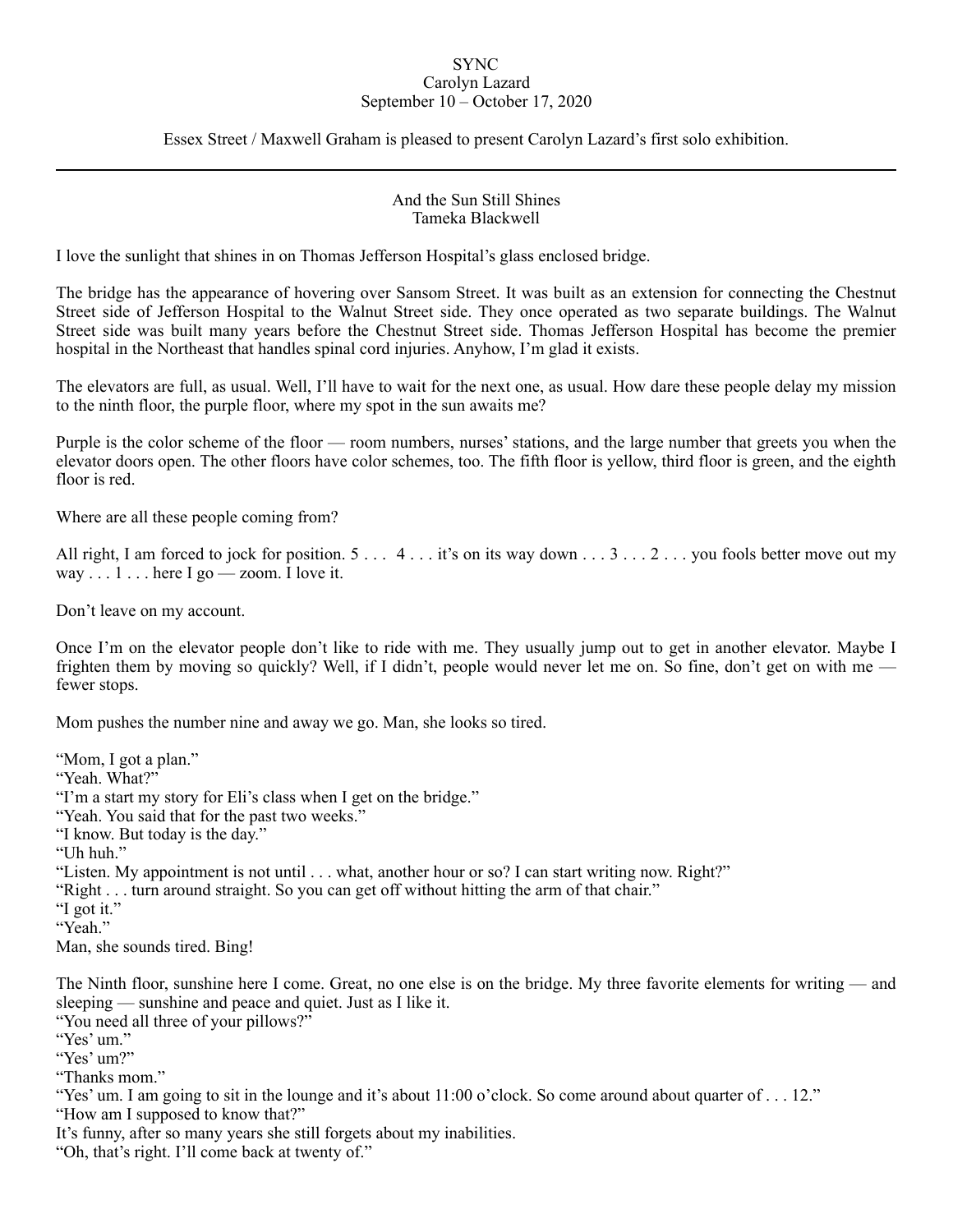SYNC
Carolyn Lazard
September 10 – October 17, 2020

Essex Street / Maxwell Graham is pleased to present Carolyn Lazard's first solo exhibition.

---

## And the Sun Still Shines
Tameka Blackwell

I love the sunlight that shines in on Thomas Jefferson Hospital's glass enclosed bridge.

The bridge has the appearance of hovering over Sansom Street. It was built as an extension for connecting the Chestnut Street side of Jefferson Hospital to the Walnut Street side. They once operated as two separate buildings. The Walnut Street side was built many years before the Chestnut Street side. Thomas Jefferson Hospital has become the premier hospital in the Northeast that handles spinal cord injuries. Anyhow, I'm glad it exists.

The elevators are full, as usual. Well, I'll have to wait for the next one, as usual. How dare these people delay my mission to the ninth floor, the purple floor, where my spot in the sun awaits me?

Purple is the color scheme of the floor — room numbers, nurses' stations, and the large number that greets you when the elevator doors open. The other floors have color schemes, too. The fifth floor is yellow, third floor is green, and the eighth floor is red.

Where are all these people coming from?

All right, I am forced to jock for position. 5 . . . 4 . . . it's on its way down . . . 3 . . . 2 . . . you fools better move out my way . . . 1 . . . here I go — zoom. I love it.

Don't leave on my account.

Once I'm on the elevator people don't like to ride with me. They usually jump out to get in another elevator. Maybe I frighten them by moving so quickly? Well, if I didn't, people would never let me on. So fine, don't get on with me — fewer stops.

Mom pushes the number nine and away we go. Man, she looks so tired.

"Mom, I got a plan."
"Yeah. What?"
"I'm a start my story for Eli's class when I get on the bridge."
"Yeah. You said that for the past two weeks."
"I know. But today is the day."
"Uh huh."
"Listen. My appointment is not until . . . what, another hour or so? I can start writing now. Right?"
"Right . . . turn around straight. So you can get off without hitting the arm of that chair."
"I got it."
"Yeah."
Man, she sounds tired. Bing!

The Ninth floor, sunshine here I come. Great, no one else is on the bridge. My three favorite elements for writing — and sleeping — sunshine and peace and quiet. Just as I like it.
"You need all three of your pillows?"
"Yes' um."
"Yes' um?"
"Thanks mom."
"Yes' um. I am going to sit in the lounge and it's about 11:00 o'clock. So come around about quarter of . . . 12."
"How am I supposed to know that?"
It's funny, after so many years she still forgets about my inabilities.
"Oh, that's right. I'll come back at twenty of."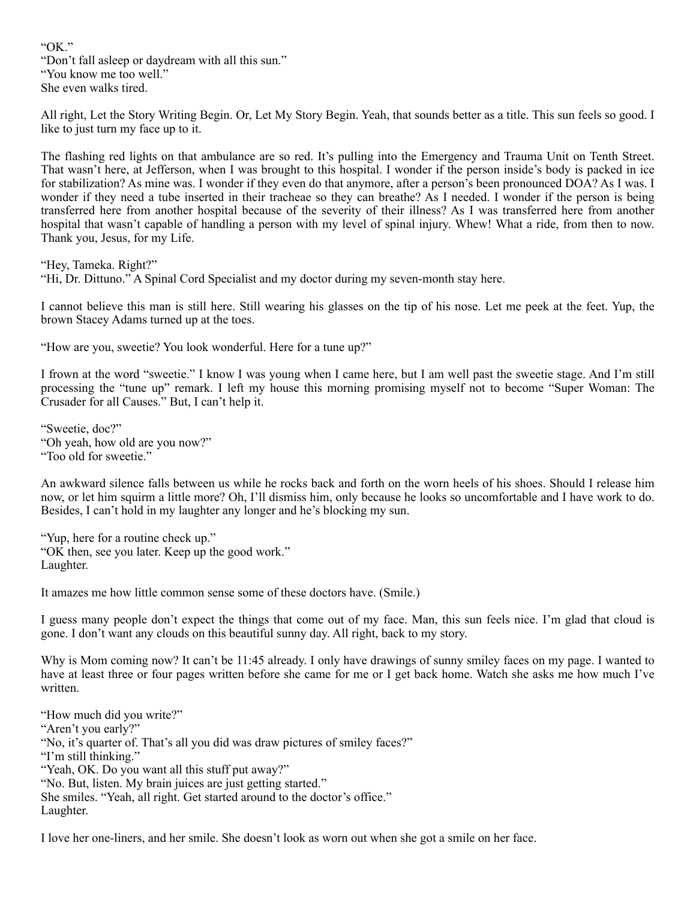"OK."
"Don't fall asleep or daydream with all this sun."
"You know me too well."
She even walks tired.

All right, Let the Story Writing Begin. Or, Let My Story Begin. Yeah, that sounds better as a title. This sun feels so good. I like to just turn my face up to it.

The flashing red lights on that ambulance are so red. It's pulling into the Emergency and Trauma Unit on Tenth Street. That wasn't here, at Jefferson, when I was brought to this hospital. I wonder if the person inside's body is packed in ice for stabilization? As mine was. I wonder if they even do that anymore, after a person's been pronounced DOA? As I was. I wonder if they need a tube inserted in their tracheae so they can breathe? As I needed. I wonder if the person is being transferred here from another hospital because of the severity of their illness? As I was transferred here from another hospital that wasn't capable of handling a person with my level of spinal injury. Whew! What a ride, from then to now. Thank you, Jesus, for my Life.

"Hey, Tameka. Right?"
"Hi, Dr. Dittuno." A Spinal Cord Specialist and my doctor during my seven-month stay here.

I cannot believe this man is still here. Still wearing his glasses on the tip of his nose. Let me peek at the feet. Yup, the brown Stacey Adams turned up at the toes.

"How are you, sweetie? You look wonderful. Here for a tune up?"

I frown at the word "sweetie." I know I was young when I came here, but I am well past the sweetie stage. And I'm still processing the "tune up" remark. I left my house this morning promising myself not to become "Super Woman: The Crusader for all Causes." But, I can't help it.

"Sweetie, doc?"
"Oh yeah, how old are you now?"
"Too old for sweetie."

An awkward silence falls between us while he rocks back and forth on the worn heels of his shoes. Should I release him now, or let him squirm a little more? Oh, I'll dismiss him, only because he looks so uncomfortable and I have work to do. Besides, I can't hold in my laughter any longer and he's blocking my sun.

"Yup, here for a routine check up."
"OK then, see you later. Keep up the good work."
Laughter.

It amazes me how little common sense some of these doctors have. (Smile.)

I guess many people don't expect the things that come out of my face. Man, this sun feels nice. I'm glad that cloud is gone. I don't want any clouds on this beautiful sunny day. All right, back to my story.

Why is Mom coming now? It can't be 11:45 already. I only have drawings of sunny smiley faces on my page. I wanted to have at least three or four pages written before she came for me or I get back home. Watch she asks me how much I've written.

"How much did you write?"
"Aren't you early?"
"No, it's quarter of. That's all you did was draw pictures of smiley faces?"
"I'm still thinking."
"Yeah, OK. Do you want all this stuff put away?"
"No. But, listen. My brain juices are just getting started."
She smiles. "Yeah, all right. Get started around to the doctor's office."
Laughter.

I love her one-liners, and her smile. She doesn't look as worn out when she got a smile on her face.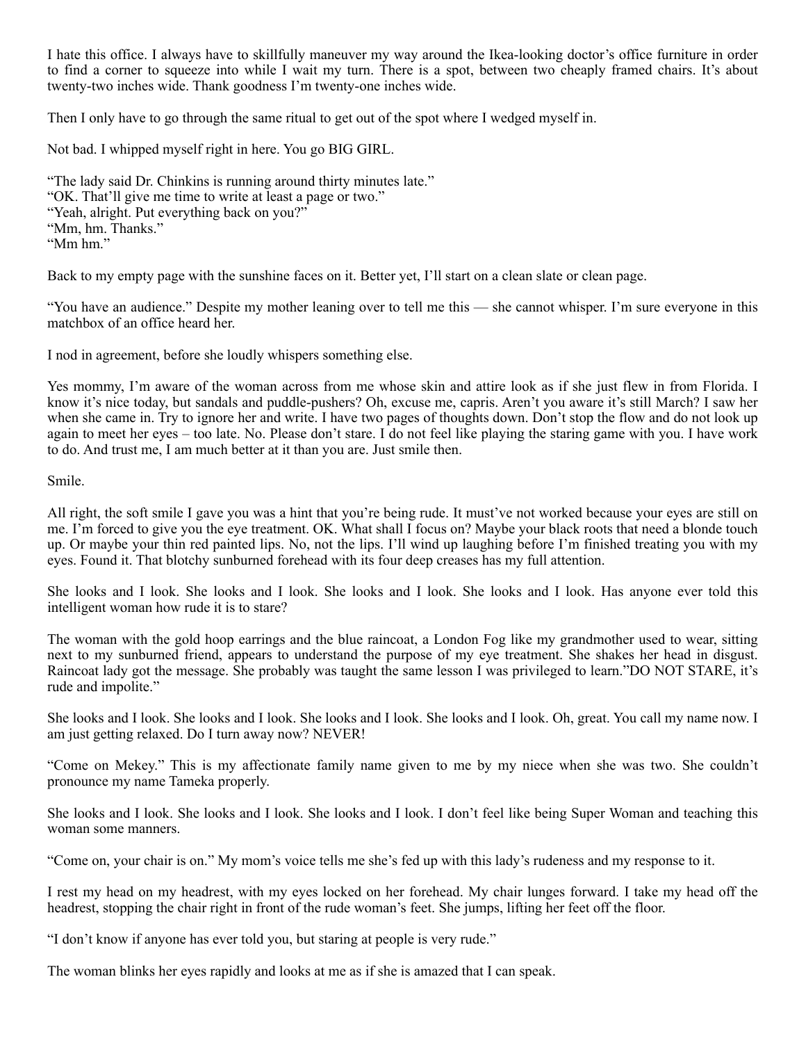I hate this office. I always have to skillfully maneuver my way around the Ikea-looking doctor's office furniture in order to find a corner to squeeze into while I wait my turn. There is a spot, between two cheaply framed chairs. It's about twenty-two inches wide. Thank goodness I'm twenty-one inches wide.

Then I only have to go through the same ritual to get out of the spot where I wedged myself in.

Not bad. I whipped myself right in here. You go BIG GIRL.

"The lady said Dr. Chinkins is running around thirty minutes late."
"OK. That'll give me time to write at least a page or two."
"Yeah, alright. Put everything back on you?"
"Mm, hm. Thanks."
"Mm hm."

Back to my empty page with the sunshine faces on it. Better yet, I'll start on a clean slate or clean page.

"You have an audience." Despite my mother leaning over to tell me this — she cannot whisper. I'm sure everyone in this matchbox of an office heard her.

I nod in agreement, before she loudly whispers something else.

Yes mommy, I'm aware of the woman across from me whose skin and attire look as if she just flew in from Florida. I know it's nice today, but sandals and puddle-pushers? Oh, excuse me, capris. Aren't you aware it's still March? I saw her when she came in. Try to ignore her and write. I have two pages of thoughts down. Don't stop the flow and do not look up again to meet her eyes – too late. No. Please don't stare. I do not feel like playing the staring game with you. I have work to do. And trust me, I am much better at it than you are. Just smile then.

Smile.

All right, the soft smile I gave you was a hint that you're being rude. It must've not worked because your eyes are still on me. I'm forced to give you the eye treatment. OK. What shall I focus on? Maybe your black roots that need a blonde touch up. Or maybe your thin red painted lips. No, not the lips. I'll wind up laughing before I'm finished treating you with my eyes. Found it. That blotchy sunburned forehead with its four deep creases has my full attention.

She looks and I look. She looks and I look. She looks and I look. She looks and I look. Has anyone ever told this intelligent woman how rude it is to stare?

The woman with the gold hoop earrings and the blue raincoat, a London Fog like my grandmother used to wear, sitting next to my sunburned friend, appears to understand the purpose of my eye treatment. She shakes her head in disgust. Raincoat lady got the message. She probably was taught the same lesson I was privileged to learn."DO NOT STARE, it's rude and impolite."

She looks and I look. She looks and I look. She looks and I look. She looks and I look. Oh, great. You call my name now. I am just getting relaxed. Do I turn away now? NEVER!

"Come on Mekey." This is my affectionate family name given to me by my niece when she was two. She couldn't pronounce my name Tameka properly.

She looks and I look. She looks and I look. She looks and I look. I don't feel like being Super Woman and teaching this woman some manners.

"Come on, your chair is on." My mom's voice tells me she's fed up with this lady's rudeness and my response to it.

I rest my head on my headrest, with my eyes locked on her forehead. My chair lunges forward. I take my head off the headrest, stopping the chair right in front of the rude woman's feet. She jumps, lifting her feet off the floor.

"I don't know if anyone has ever told you, but staring at people is very rude."

The woman blinks her eyes rapidly and looks at me as if she is amazed that I can speak.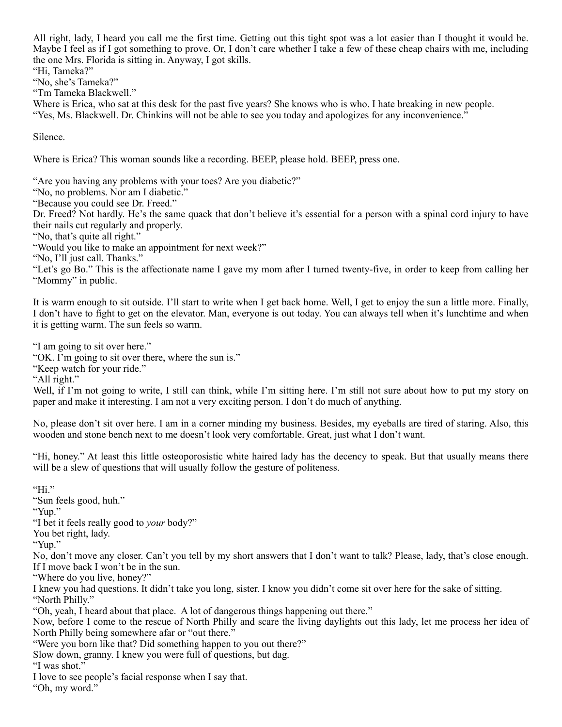All right, lady, I heard you call me the first time. Getting out this tight spot was a lot easier than I thought it would be. Maybe I feel as if I got something to prove. Or, I don't care whether I take a few of these cheap chairs with me, including the one Mrs. Florida is sitting in. Anyway, I got skills.

"Hi, Tameka?"

"No, she's Tameka?"

"I'm Tameka Blackwell."

Where is Erica, who sat at this desk for the past five years? She knows who is who. I hate breaking in new people.

"Yes, Ms. Blackwell. Dr. Chinkins will not be able to see you today and apologizes for any inconvenience."

Silence.

Where is Erica? This woman sounds like a recording. BEEP, please hold. BEEP, press one.

"Are you having any problems with your toes? Are you diabetic?"

"No, no problems. Nor am I diabetic."

"Because you could see Dr. Freed."

Dr. Freed? Not hardly. He's the same quack that don't believe it's essential for a person with a spinal cord injury to have their nails cut regularly and properly.

"No, that's quite all right."

"Would you like to make an appointment for next week?"

"No, I'll just call. Thanks."

"Let's go Bo." This is the affectionate name I gave my mom after I turned twenty-five, in order to keep from calling her "Mommy" in public.

It is warm enough to sit outside. I'll start to write when I get back home. Well, I get to enjoy the sun a little more. Finally, I don't have to fight to get on the elevator. Man, everyone is out today. You can always tell when it's lunchtime and when it is getting warm. The sun feels so warm.

"I am going to sit over here."

"OK. I'm going to sit over there, where the sun is."

"Keep watch for your ride."

"All right."

Well, if I'm not going to write, I still can think, while I'm sitting here. I'm still not sure about how to put my story on paper and make it interesting. I am not a very exciting person. I don't do much of anything.

No, please don't sit over here. I am in a corner minding my business. Besides, my eyeballs are tired of staring. Also, this wooden and stone bench next to me doesn't look very comfortable. Great, just what I don't want.

"Hi, honey." At least this little osteoporosistic white haired lady has the decency to speak. But that usually means there will be a slew of questions that will usually follow the gesture of politeness.

"Hi."

"Sun feels good, huh."

"Yup."

"I bet it feels really good to *your* body?"

You bet right, lady.

"Yup."

No, don't move any closer. Can't you tell by my short answers that I don't want to talk? Please, lady, that's close enough. If I move back I won't be in the sun.

"Where do you live, honey?"

I knew you had questions. It didn't take you long, sister. I know you didn't come sit over here for the sake of sitting.

"North Philly."

"Oh, yeah, I heard about that place. A lot of dangerous things happening out there."

Now, before I come to the rescue of North Philly and scare the living daylights out this lady, let me process her idea of North Philly being somewhere afar or "out there."

"Were you born like that? Did something happen to you out there?"

Slow down, granny. I knew you were full of questions, but dag.

"I was shot."

I love to see people's facial response when I say that.

"Oh, my word."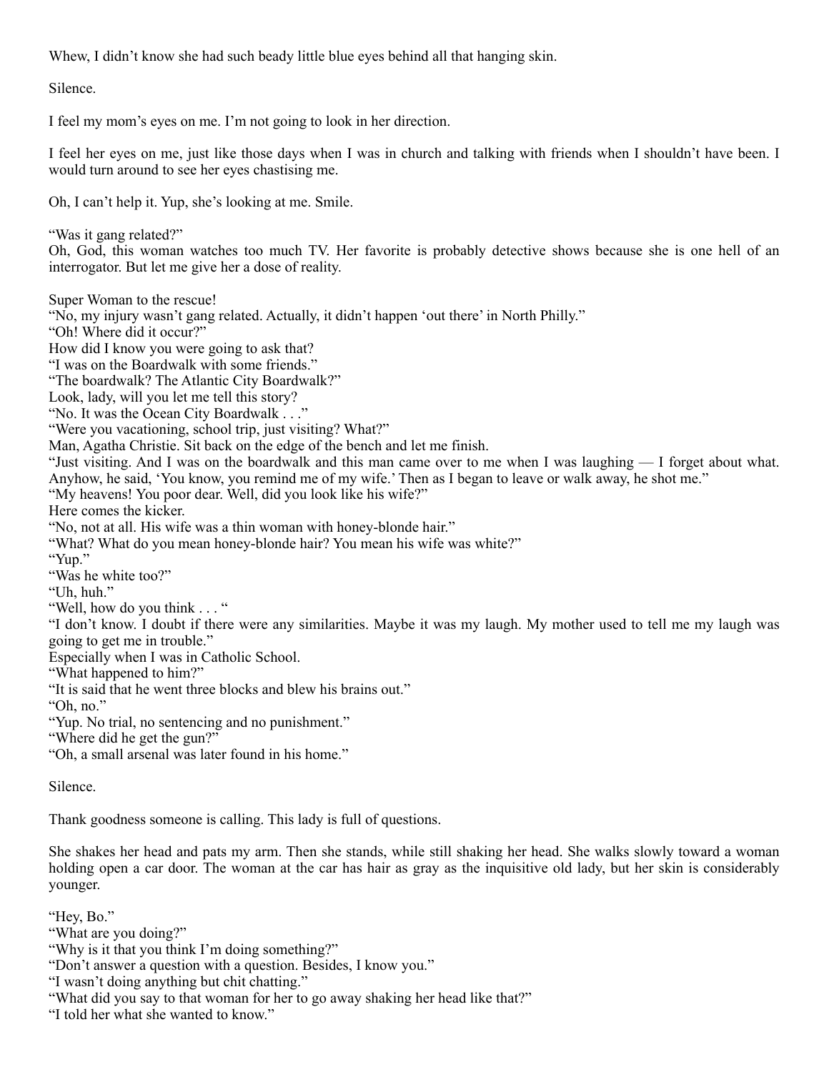Whew, I didn't know she had such beady little blue eyes behind all that hanging skin.

Silence.

I feel my mom's eyes on me. I'm not going to look in her direction.

I feel her eyes on me, just like those days when I was in church and talking with friends when I shouldn't have been. I would turn around to see her eyes chastising me.

Oh, I can't help it. Yup, she's looking at me. Smile.

"Was it gang related?"
Oh, God, this woman watches too much TV. Her favorite is probably detective shows because she is one hell of an interrogator. But let me give her a dose of reality.

Super Woman to the rescue!
"No, my injury wasn't gang related. Actually, it didn't happen 'out there' in North Philly."
"Oh! Where did it occur?"
How did I know you were going to ask that?
"I was on the Boardwalk with some friends."
"The boardwalk? The Atlantic City Boardwalk?"
Look, lady, will you let me tell this story?
"No. It was the Ocean City Boardwalk . . ."
"Were you vacationing, school trip, just visiting? What?"
Man, Agatha Christie. Sit back on the edge of the bench and let me finish.
"Just visiting. And I was on the boardwalk and this man came over to me when I was laughing — I forget about what. Anyhow, he said, 'You know, you remind me of my wife.' Then as I began to leave or walk away, he shot me."
"My heavens! You poor dear. Well, did you look like his wife?"
Here comes the kicker.
"No, not at all. His wife was a thin woman with honey-blonde hair."
"What? What do you mean honey-blonde hair? You mean his wife was white?"
"Yup."
"Was he white too?"
"Uh, huh."
"Well, how do you think . . . "
"I don't know. I doubt if there were any similarities. Maybe it was my laugh. My mother used to tell me my laugh was going to get me in trouble."
Especially when I was in Catholic School.
"What happened to him?"
"It is said that he went three blocks and blew his brains out."
"Oh, no."
"Yup. No trial, no sentencing and no punishment."
"Where did he get the gun?"
"Oh, a small arsenal was later found in his home."

Silence.

Thank goodness someone is calling. This lady is full of questions.

She shakes her head and pats my arm. Then she stands, while still shaking her head. She walks slowly toward a woman holding open a car door. The woman at the car has hair as gray as the inquisitive old lady, but her skin is considerably younger.

"Hey, Bo."
"What are you doing?"
"Why is it that you think I'm doing something?"
"Don't answer a question with a question. Besides, I know you."
"I wasn't doing anything but chit chatting."
"What did you say to that woman for her to go away shaking her head like that?"
"I told her what she wanted to know."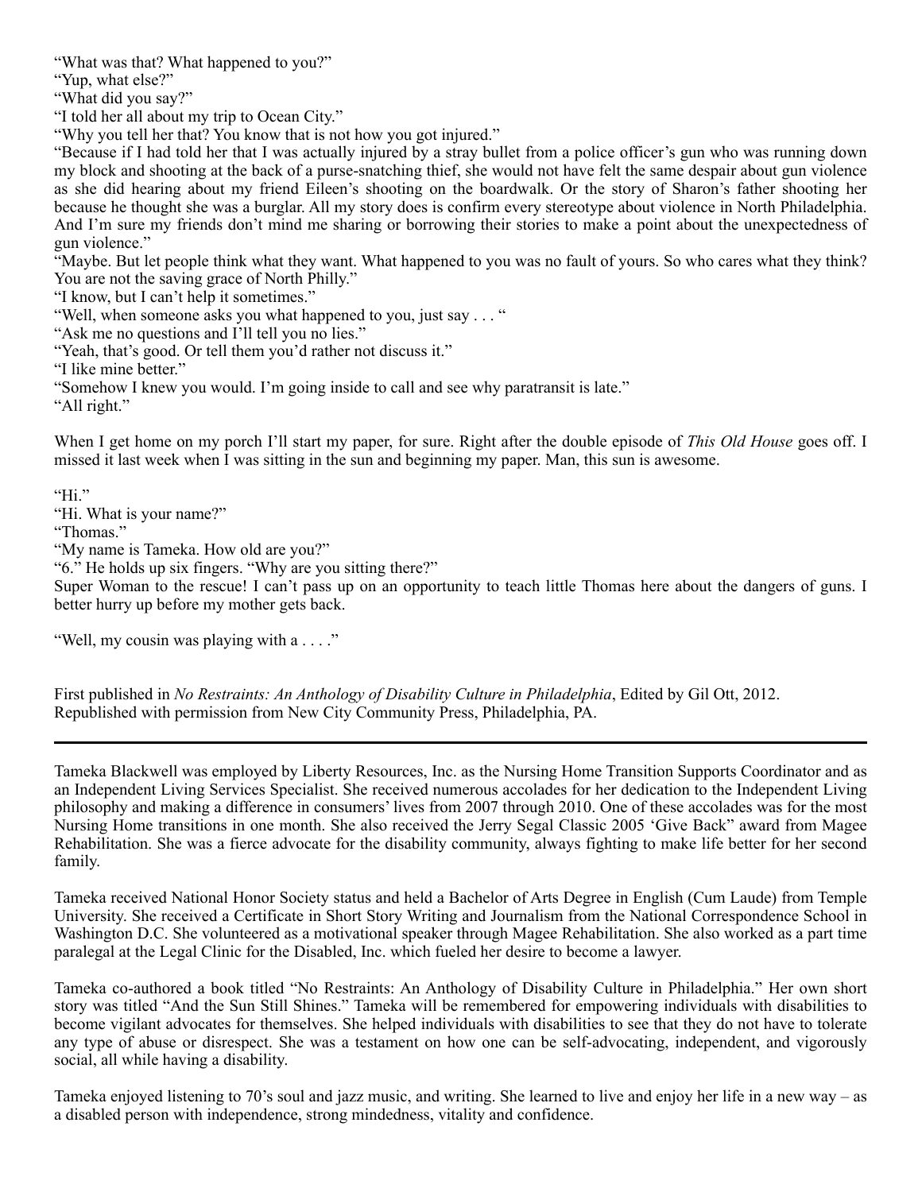"What was that? What happened to you?"

"Yup, what else?"

"What did you say?"

"I told her all about my trip to Ocean City."

"Why you tell her that? You know that is not how you got injured."

"Because if I had told her that I was actually injured by a stray bullet from a police officer's gun who was running down my block and shooting at the back of a purse-snatching thief, she would not have felt the same despair about gun violence as she did hearing about my friend Eileen's shooting on the boardwalk. Or the story of Sharon's father shooting her because he thought she was a burglar. All my story does is confirm every stereotype about violence in North Philadelphia. And I'm sure my friends don't mind me sharing or borrowing their stories to make a point about the unexpectedness of gun violence."

"Maybe. But let people think what they want. What happened to you was no fault of yours. So who cares what they think? You are not the saving grace of North Philly."

"I know, but I can't help it sometimes."

"Well, when someone asks you what happened to you, just say . . . "

"Ask me no questions and I'll tell you no lies."

"Yeah, that's good. Or tell them you'd rather not discuss it."

"I like mine better."

"Somehow I knew you would. I'm going inside to call and see why paratransit is late."

"All right."

When I get home on my porch I'll start my paper, for sure. Right after the double episode of *This Old House* goes off. I missed it last week when I was sitting in the sun and beginning my paper. Man, this sun is awesome.

"Hi."

"Hi. What is your name?"

"Thomas."

"My name is Tameka. How old are you?"

"6." He holds up six fingers. "Why are you sitting there?"

Super Woman to the rescue! I can't pass up on an opportunity to teach little Thomas here about the dangers of guns. I better hurry up before my mother gets back.

"Well, my cousin was playing with a . . . ."

First published in *No Restraints: An Anthology of Disability Culture in Philadelphia*, Edited by Gil Ott, 2012.
Republished with permission from New City Community Press, Philadelphia, PA.

---

Tameka Blackwell was employed by Liberty Resources, Inc. as the Nursing Home Transition Supports Coordinator and as an Independent Living Services Specialist. She received numerous accolades for her dedication to the Independent Living philosophy and making a difference in consumers' lives from 2007 through 2010. One of these accolades was for the most Nursing Home transitions in one month. She also received the Jerry Segal Classic 2005 'Give Back" award from Magee Rehabilitation. She was a fierce advocate for the disability community, always fighting to make life better for her second family.

Tameka received National Honor Society status and held a Bachelor of Arts Degree in English (Cum Laude) from Temple University. She received a Certificate in Short Story Writing and Journalism from the National Correspondence School in Washington D.C. She volunteered as a motivational speaker through Magee Rehabilitation. She also worked as a part time paralegal at the Legal Clinic for the Disabled, Inc. which fueled her desire to become a lawyer.

Tameka co-authored a book titled "No Restraints: An Anthology of Disability Culture in Philadelphia." Her own short story was titled "And the Sun Still Shines." Tameka will be remembered for empowering individuals with disabilities to become vigilant advocates for themselves. She helped individuals with disabilities to see that they do not have to tolerate any type of abuse or disrespect. She was a testament on how one can be self-advocating, independent, and vigorously social, all while having a disability.

Tameka enjoyed listening to 70's soul and jazz music, and writing. She learned to live and enjoy her life in a new way – as a disabled person with independence, strong mindedness, vitality and confidence.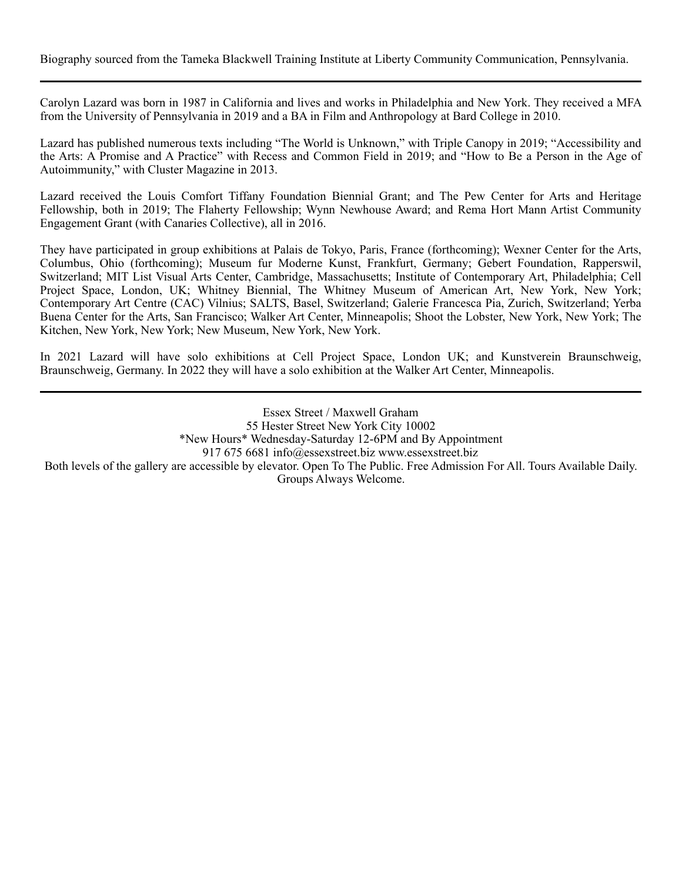Biography sourced from the Tameka Blackwell Training Institute at Liberty Community Communication, Pennsylvania.

---

Carolyn Lazard was born in 1987 in California and lives and works in Philadelphia and New York. They received a MFA from the University of Pennsylvania in 2019 and a BA in Film and Anthropology at Bard College in 2010.

Lazard has published numerous texts including "The World is Unknown," with Triple Canopy in 2019; "Accessibility and the Arts: A Promise and A Practice" with Recess and Common Field in 2019; and "How to Be a Person in the Age of Autoimmunity," with Cluster Magazine in 2013.

Lazard received the Louis Comfort Tiffany Foundation Biennial Grant; and The Pew Center for Arts and Heritage Fellowship, both in 2019; The Flaherty Fellowship; Wynn Newhouse Award; and Rema Hort Mann Artist Community Engagement Grant (with Canaries Collective), all in 2016.

They have participated in group exhibitions at Palais de Tokyo, Paris, France (forthcoming); Wexner Center for the Arts, Columbus, Ohio (forthcoming); Museum fur Moderne Kunst, Frankfurt, Germany; Gebert Foundation, Rapperswil, Switzerland; MIT List Visual Arts Center, Cambridge, Massachusetts; Institute of Contemporary Art, Philadelphia; Cell Project Space, London, UK; Whitney Biennial, The Whitney Museum of American Art, New York, New York; Contemporary Art Centre (CAC) Vilnius; SALTS, Basel, Switzerland; Galerie Francesca Pia, Zurich, Switzerland; Yerba Buena Center for the Arts, San Francisco; Walker Art Center, Minneapolis; Shoot the Lobster, New York, New York; The Kitchen, New York, New York; New Museum, New York, New York.

In 2021 Lazard will have solo exhibitions at Cell Project Space, London UK; and Kunstverein Braunschweig, Braunschweig, Germany. In 2022 they will have a solo exhibition at the Walker Art Center, Minneapolis.

---

Essex Street / Maxwell Graham
55 Hester Street New York City 10002
*New Hours* Wednesday-Saturday 12-6PM and By Appointment
917 675 6681 info@essexstreet.biz www.essexstreet.biz
Both levels of the gallery are accessible by elevator. Open To The Public. Free Admission For All. Tours Available Daily. Groups Always Welcome.